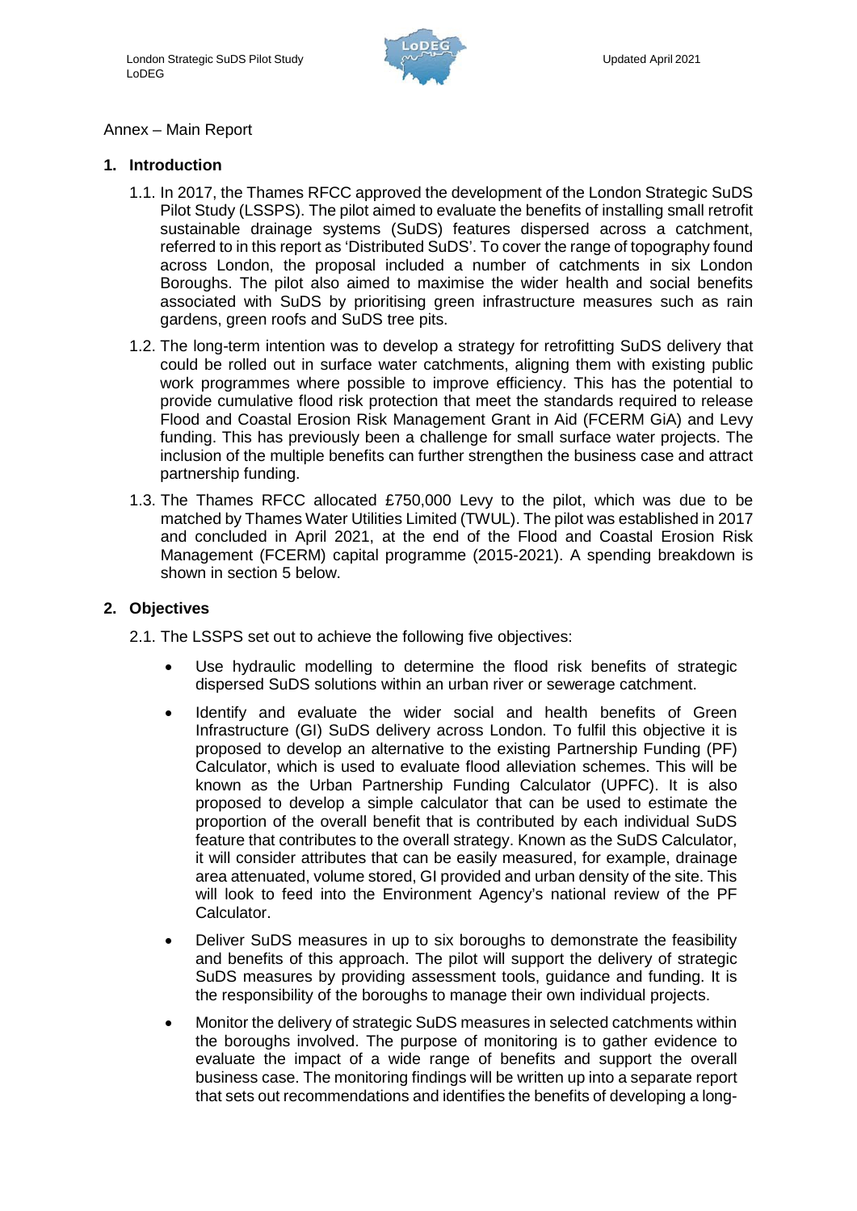Annex – Main Report

## 1. Introduction

1.1. In 2017, the Thames RFCC approved the development of the London Strategic SuDS Pilot Study (LSSPS). The pilot aimed to evaluate the benefits of installing small retrofit sustainable drainage systems (SuDS) features dispersed across a catchment, referred to in this report as 'Distributed SuDS'. To cover the range of topography found across London, the proposal included a number of catchments in six London Boroughs. The pilot also aimed to maximise the wider health and social benefits associated with SuDS by prioritising green infrastructure measures such as rain gardens, green roofs and SuDS tree pits.

1.2. The long-term intention was to develop a strategy for retrofitting SuDS delivery that could be rolled out in surface water catchments, aligning them with existing public work programmes where possible to improve efficiency. This has the potential to provide cumulative flood risk protection that meet the standards required to release Flood and Coastal Erosion Risk Management Grant in Aid (FCERM GiA) and Levy funding. This has previously been a challenge for small surface water projects. The inclusion of the multiple benefits can further strengthen the business case and attract partnership funding.

1.3. The Thames RFCC allocated £750,000 Levy to the pilot, which was due to be matched by Thames Water Utilities Limited (TWUL). The pilot was established in 2017 and concluded in April 2021, at the end of the Flood and Coastal Erosion Risk Management (FCERM) capital programme (2015-2021). A spending breakdown is shown in section 5 below.

## 2. Objectives

2.1. The LSSPS set out to achieve the following five objectives:

- Use hydraulic modelling to determine the flood risk benefits of strategic dispersed SuDS solutions within an urban river or sewerage catchment.
- Identify and evaluate the wider social and health benefits of Green Infrastructure (GI) SuDS delivery across London. To fulfil this objective it is proposed to develop an alternative to the existing Partnership Funding (PF) Calculator, which is used to evaluate flood alleviation schemes. This will be known as the Urban Partnership Funding Calculator (UPFC). It is also proposed to develop a simple calculator that can be used to estimate the proportion of the overall benefit that is contributed by each individual SuDS feature that contributes to the overall strategy. Known as the SuDS Calculator, it will consider attributes that can be easily measured, for example, drainage area attenuated, volume stored, GI provided and urban density of the site. This will look to feed into the Environment Agency's national review of the PF Calculator.
- Deliver SuDS measures in up to six boroughs to demonstrate the feasibility and benefits of this approach. The pilot will support the delivery of strategic SuDS measures by providing assessment tools, guidance and funding. It is the responsibility of the boroughs to manage their own individual projects.
- Monitor the delivery of strategic SuDS measures in selected catchments within the boroughs involved. The purpose of monitoring is to gather evidence to evaluate the impact of a wide range of benefits and support the overall business case. The monitoring findings will be written up into a separate report that sets out recommendations and identifies the benefits of developing a long-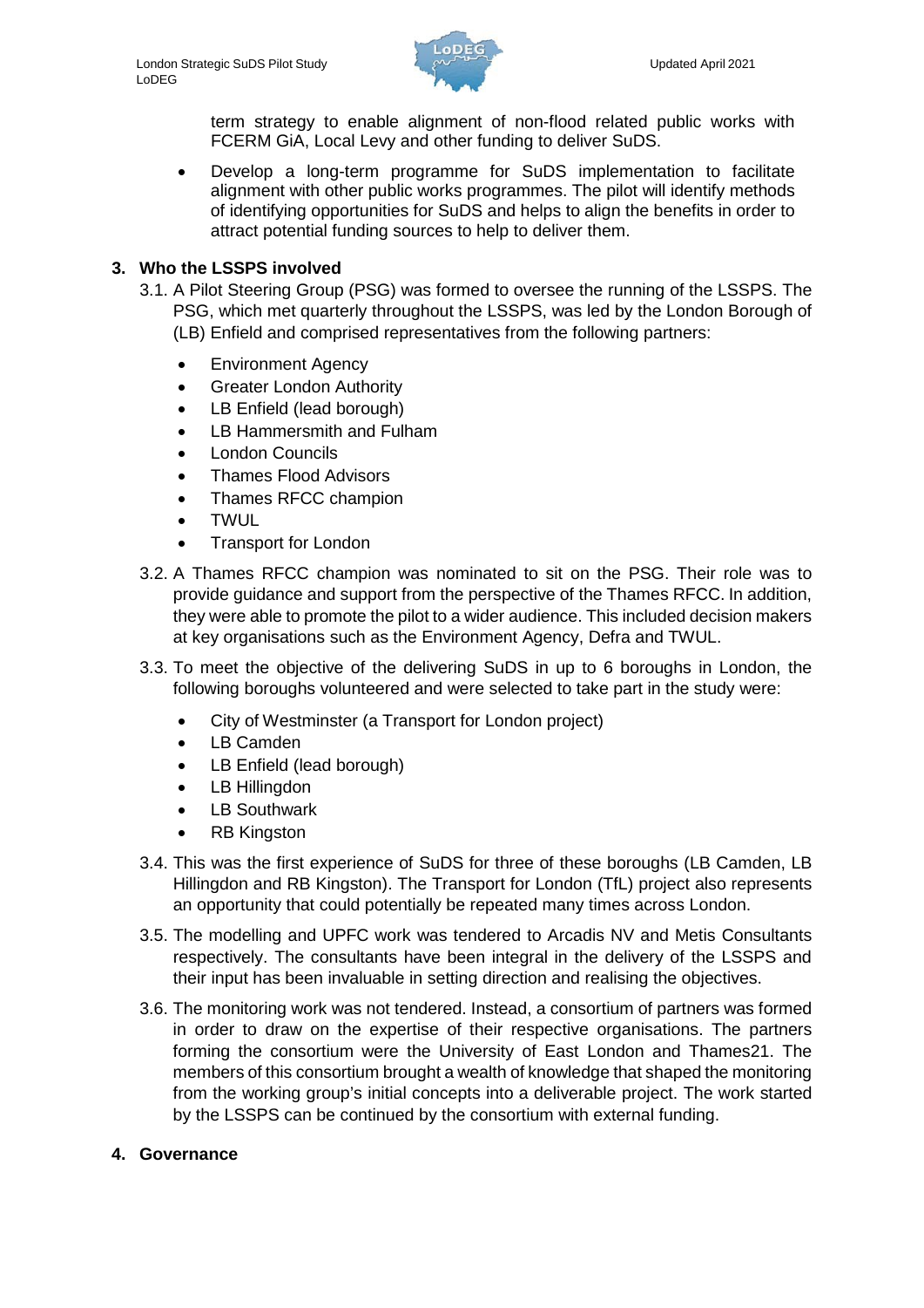term strategy to enable alignment of non-flood related public works with FCERM GiA, Local Levy and other funding to deliver SuDS.

- Develop a long-term programme for SuDS implementation to facilitate alignment with other public works programmes. The pilot will identify methods of identifying opportunities for SuDS and helps to align the benefits in order to attract potential funding sources to help to deliver them.

## 3. Who the LSSPS involved

3.1. A Pilot Steering Group (PSG) was formed to oversee the running of the LSSPS. The PSG, which met quarterly throughout the LSSPS, was led by the London Borough of (LB) Enfield and comprised representatives from the following partners:

- Environment Agency
- Greater London Authority
- LB Enfield (lead borough)
- LB Hammersmith and Fulham
- London Councils
- Thames Flood Advisors
- Thames RFCC champion
- TWUL
- Transport for London

3.2. A Thames RFCC champion was nominated to sit on the PSG. Their role was to provide guidance and support from the perspective of the Thames RFCC. In addition, they were able to promote the pilot to a wider audience. This included decision makers at key organisations such as the Environment Agency, Defra and TWUL.

3.3. To meet the objective of the delivering SuDS in up to 6 boroughs in London, the following boroughs volunteered and were selected to take part in the study were:

- City of Westminster (a Transport for London project)
- LB Camden
- LB Enfield (lead borough)
- LB Hillingdon
- LB Southwark
- RB Kingston

3.4. This was the first experience of SuDS for three of these boroughs (LB Camden, LB Hillingdon and RB Kingston). The Transport for London (TfL) project also represents an opportunity that could potentially be repeated many times across London.

3.5. The modelling and UPFC work was tendered to Arcadis NV and Metis Consultants respectively. The consultants have been integral in the delivery of the LSSPS and their input has been invaluable in setting direction and realising the objectives.

3.6. The monitoring work was not tendered. Instead, a consortium of partners was formed in order to draw on the expertise of their respective organisations. The partners forming the consortium were the University of East London and Thames21. The members of this consortium brought a wealth of knowledge that shaped the monitoring from the working group's initial concepts into a deliverable project. The work started by the LSSPS can be continued by the consortium with external funding.

## 4. Governance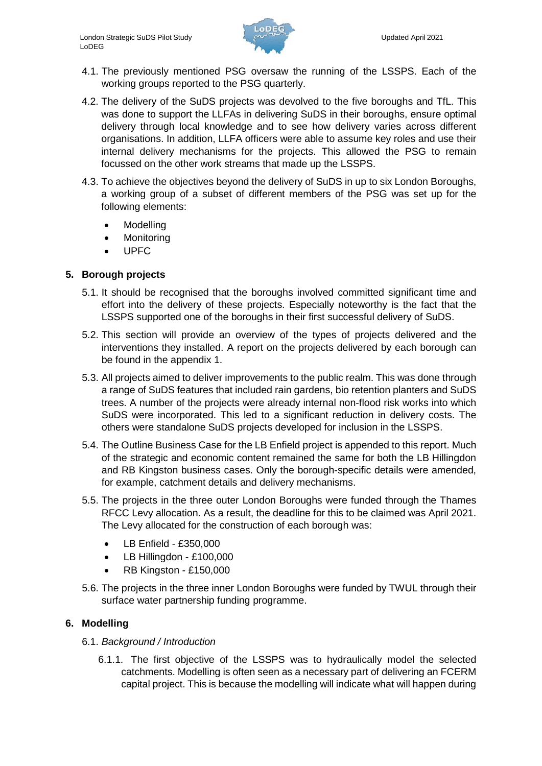4.1. The previously mentioned PSG oversaw the running of the LSSPS. Each of the working groups reported to the PSG quarterly.

4.2. The delivery of the SuDS projects was devolved to the five boroughs and TfL. This was done to support the LLFAs in delivering SuDS in their boroughs, ensure optimal delivery through local knowledge and to see how delivery varies across different organisations. In addition, LLFA officers were able to assume key roles and use their internal delivery mechanisms for the projects. This allowed the PSG to remain focussed on the other work streams that made up the LSSPS.

4.3. To achieve the objectives beyond the delivery of SuDS in up to six London Boroughs, a working group of a subset of different members of the PSG was set up for the following elements:

- Modelling
- Monitoring
- UPFC

## 5. Borough projects

5.1. It should be recognised that the boroughs involved committed significant time and effort into the delivery of these projects. Especially noteworthy is the fact that the LSSPS supported one of the boroughs in their first successful delivery of SuDS.

5.2. This section will provide an overview of the types of projects delivered and the interventions they installed. A report on the projects delivered by each borough can be found in the appendix 1.

5.3. All projects aimed to deliver improvements to the public realm. This was done through a range of SuDS features that included rain gardens, bio retention planters and SuDS trees. A number of the projects were already internal non-flood risk works into which SuDS were incorporated. This led to a significant reduction in delivery costs. The others were standalone SuDS projects developed for inclusion in the LSSPS.

5.4. The Outline Business Case for the LB Enfield project is appended to this report. Much of the strategic and economic content remained the same for both the LB Hillingdon and RB Kingston business cases. Only the borough-specific details were amended, for example, catchment details and delivery mechanisms.

5.5. The projects in the three outer London Boroughs were funded through the Thames RFCC Levy allocation. As a result, the deadline for this to be claimed was April 2021. The Levy allocated for the construction of each borough was:

- LB Enfield - £350,000
- LB Hillingdon - £100,000
- RB Kingston - £150,000

5.6. The projects in the three inner London Boroughs were funded by TWUL through their surface water partnership funding programme.

## 6. Modelling

6.1. *Background / Introduction*

6.1.1. The first objective of the LSSPS was to hydraulically model the selected catchments. Modelling is often seen as a necessary part of delivering an FCERM capital project. This is because the modelling will indicate what will happen during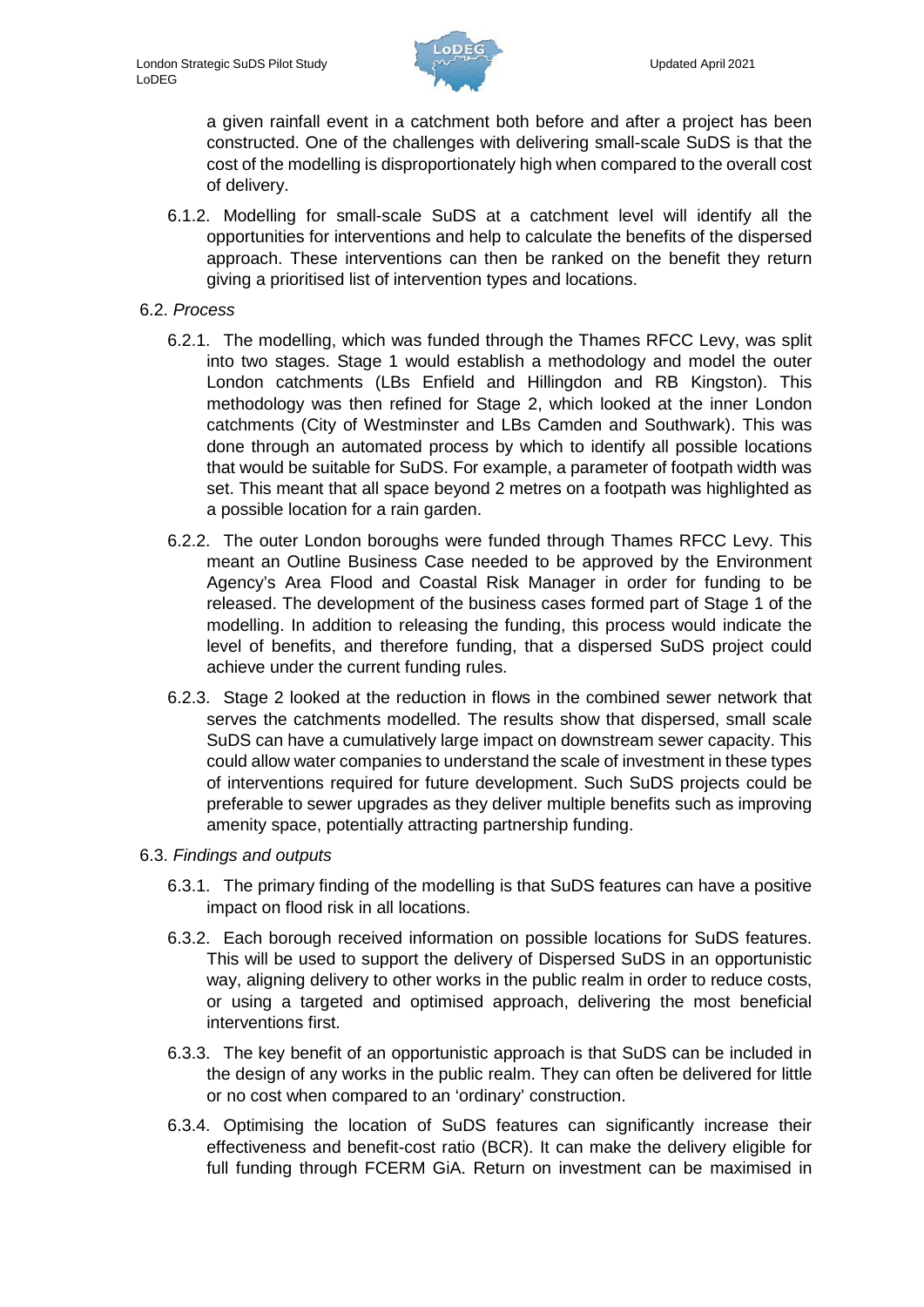a given rainfall event in a catchment both before and after a project has been constructed. One of the challenges with delivering small-scale SuDS is that the cost of the modelling is disproportionately high when compared to the overall cost of delivery.

6.1.2. Modelling for small-scale SuDS at a catchment level will identify all the opportunities for interventions and help to calculate the benefits of the dispersed approach. These interventions can then be ranked on the benefit they return giving a prioritised list of intervention types and locations.

6.2. *Process*

6.2.1. The modelling, which was funded through the Thames RFCC Levy, was split into two stages. Stage 1 would establish a methodology and model the outer London catchments (LBs Enfield and Hillingdon and RB Kingston). This methodology was then refined for Stage 2, which looked at the inner London catchments (City of Westminster and LBs Camden and Southwark). This was done through an automated process by which to identify all possible locations that would be suitable for SuDS. For example, a parameter of footpath width was set. This meant that all space beyond 2 metres on a footpath was highlighted as a possible location for a rain garden.

6.2.2. The outer London boroughs were funded through Thames RFCC Levy. This meant an Outline Business Case needed to be approved by the Environment Agency's Area Flood and Coastal Risk Manager in order for funding to be released. The development of the business cases formed part of Stage 1 of the modelling. In addition to releasing the funding, this process would indicate the level of benefits, and therefore funding, that a dispersed SuDS project could achieve under the current funding rules.

6.2.3. Stage 2 looked at the reduction in flows in the combined sewer network that serves the catchments modelled. The results show that dispersed, small scale SuDS can have a cumulatively large impact on downstream sewer capacity. This could allow water companies to understand the scale of investment in these types of interventions required for future development. Such SuDS projects could be preferable to sewer upgrades as they deliver multiple benefits such as improving amenity space, potentially attracting partnership funding.

6.3. *Findings and outputs*

6.3.1. The primary finding of the modelling is that SuDS features can have a positive impact on flood risk in all locations.

6.3.2. Each borough received information on possible locations for SuDS features. This will be used to support the delivery of Dispersed SuDS in an opportunistic way, aligning delivery to other works in the public realm in order to reduce costs, or using a targeted and optimised approach, delivering the most beneficial interventions first.

6.3.3. The key benefit of an opportunistic approach is that SuDS can be included in the design of any works in the public realm. They can often be delivered for little or no cost when compared to an 'ordinary' construction.

6.3.4. Optimising the location of SuDS features can significantly increase their effectiveness and benefit-cost ratio (BCR). It can make the delivery eligible for full funding through FCERM GiA. Return on investment can be maximised in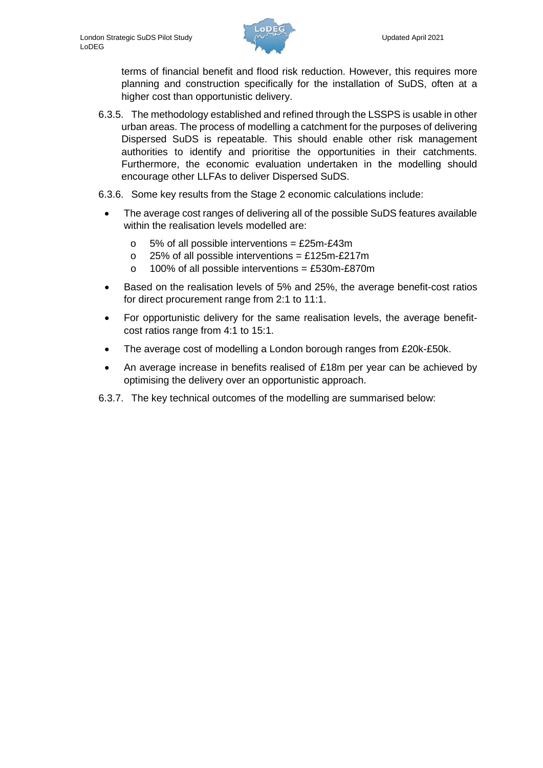terms of financial benefit and flood risk reduction. However, this requires more planning and construction specifically for the installation of SuDS, often at a higher cost than opportunistic delivery.

6.3.5. The methodology established and refined through the LSSPS is usable in other urban areas. The process of modelling a catchment for the purposes of delivering Dispersed SuDS is repeatable. This should enable other risk management authorities to identify and prioritise the opportunities in their catchments. Furthermore, the economic evaluation undertaken in the modelling should encourage other LLFAs to deliver Dispersed SuDS.

6.3.6. Some key results from the Stage 2 economic calculations include:

- The average cost ranges of delivering all of the possible SuDS features available within the realisation levels modelled are:
  - 5% of all possible interventions = £25m-£43m
  - 25% of all possible interventions = £125m-£217m
  - 100% of all possible interventions = £530m-£870m
- Based on the realisation levels of 5% and 25%, the average benefit-cost ratios for direct procurement range from 2:1 to 11:1.
- For opportunistic delivery for the same realisation levels, the average benefit-cost ratios range from 4:1 to 15:1.
- The average cost of modelling a London borough ranges from £20k-£50k.
- An average increase in benefits realised of £18m per year can be achieved by optimising the delivery over an opportunistic approach.

6.3.7. The key technical outcomes of the modelling are summarised below: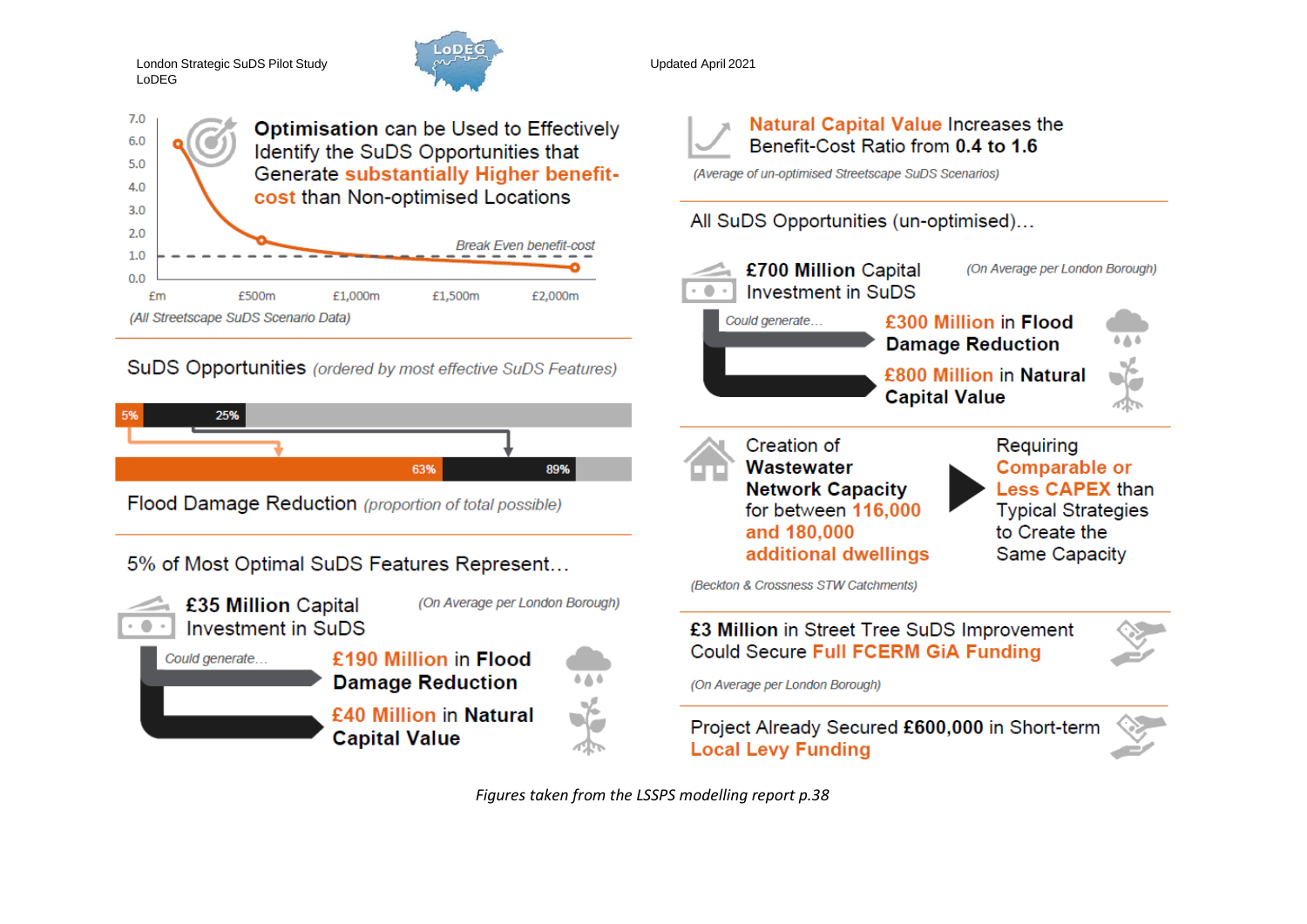London Strategic SuDS Pilot Study
LoDEG

Updated April 2021

**Optimisation** can be Used to Effectively Identify the SuDS Opportunities that Generate **substantially Higher benefit-cost** than Non-optimised Locations

(All Streetscape SuDS Scenario Data)

Break Even benefit-cost

SuDS Opportunities *(ordered by most effective SuDS Features)*

5% | 25%

63% | 89%

Flood Damage Reduction *(proportion of total possible)*

5% of Most Optimal SuDS Features Represent…

**£35 Million** Capital Investment in SuDS *(On Average per London Borough)*

Could generate…

- **£190 Million** in **Flood Damage Reduction**
- **£40 Million** in **Natural Capital Value**

**Natural Capital Value** Increases the Benefit-Cost Ratio from **0.4 to 1.6**

*(Average of un-optimised Streetscape SuDS Scenarios)*

All SuDS Opportunities (un-optimised)…

**£700 Million** Capital Investment in SuDS *(On Average per London Borough)*

Could generate…

- **£300 Million** in **Flood Damage Reduction**
- **£800 Million** in **Natural Capital Value**

Creation of **Wastewater Network Capacity** for between **116,000 and 180,000 additional dwellings** Requiring **Comparable or Less CAPEX** than Typical Strategies to Create the Same Capacity

*(Beckton & Crossness STW Catchments)*

**£3 Million** in Street Tree SuDS Improvement Could Secure **Full FCERM GiA Funding**

*(On Average per London Borough)*

Project Already Secured **£600,000** in Short-term **Local Levy Funding**

*Figures taken from the LSSPS modelling report p.38*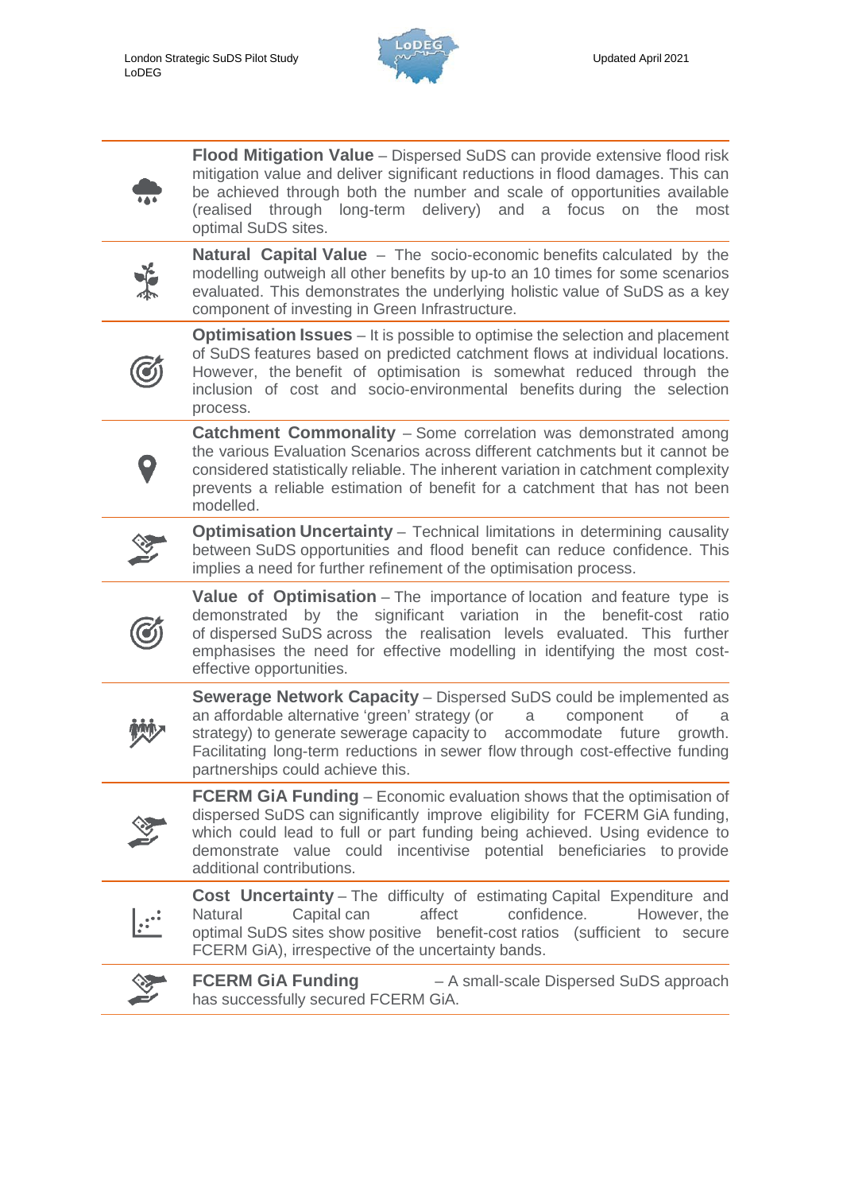**Flood Mitigation Value** – Dispersed SuDS can provide extensive flood risk mitigation value and deliver significant reductions in flood damages. This can be achieved through both the number and scale of opportunities available (realised through long-term delivery) and a focus on the most optimal SuDS sites.

**Natural Capital Value** – The socio-economic benefits calculated by the modelling outweigh all other benefits by up-to an 10 times for some scenarios evaluated. This demonstrates the underlying holistic value of SuDS as a key component of investing in Green Infrastructure.

**Optimisation Issues** – It is possible to optimise the selection and placement of SuDS features based on predicted catchment flows at individual locations. However, the benefit of optimisation is somewhat reduced through the inclusion of cost and socio-environmental benefits during the selection process.

**Catchment Commonality** – Some correlation was demonstrated among the various Evaluation Scenarios across different catchments but it cannot be considered statistically reliable. The inherent variation in catchment complexity prevents a reliable estimation of benefit for a catchment that has not been modelled.

**Optimisation Uncertainty** – Technical limitations in determining causality between SuDS opportunities and flood benefit can reduce confidence. This implies a need for further refinement of the optimisation process.

**Value of Optimisation** – The importance of location and feature type is demonstrated by the significant variation in the benefit-cost ratio of dispersed SuDS across the realisation levels evaluated. This further emphasises the need for effective modelling in identifying the most cost-effective opportunities.

**Sewerage Network Capacity** – Dispersed SuDS could be implemented as an affordable alternative 'green' strategy (or a component of a strategy) to generate sewerage capacity to accommodate future growth. Facilitating long-term reductions in sewer flow through cost-effective funding partnerships could achieve this.

**FCERM GiA Funding** – Economic evaluation shows that the optimisation of dispersed SuDS can significantly improve eligibility for FCERM GiA funding, which could lead to full or part funding being achieved. Using evidence to demonstrate value could incentivise potential beneficiaries to provide additional contributions.

**Cost Uncertainty** – The difficulty of estimating Capital Expenditure and Natural Capital can affect confidence. However, the optimal SuDS sites show positive benefit-cost ratios (sufficient to secure FCERM GiA), irrespective of the uncertainty bands.

**FCERM GiA Funding** – A small-scale Dispersed SuDS approach has successfully secured FCERM GiA.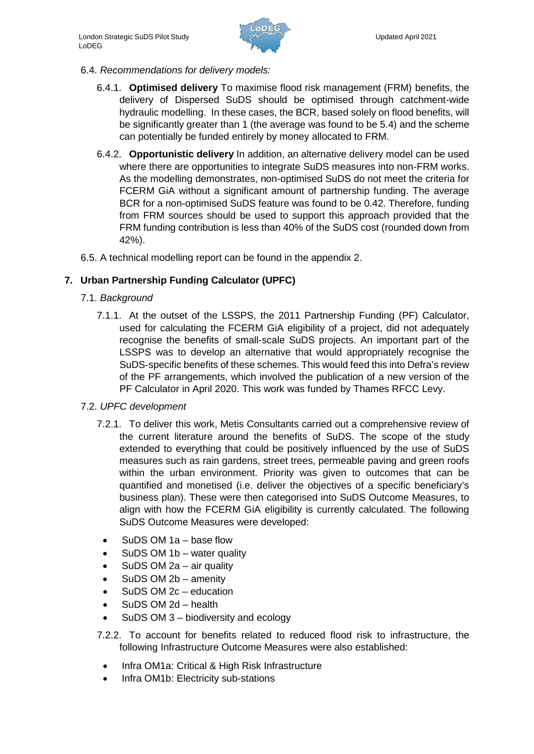6.4. *Recommendations for delivery models:*

6.4.1. **Optimised delivery** To maximise flood risk management (FRM) benefits, the delivery of Dispersed SuDS should be optimised through catchment-wide hydraulic modelling. In these cases, the BCR, based solely on flood benefits, will be significantly greater than 1 (the average was found to be 5.4) and the scheme can potentially be funded entirely by money allocated to FRM.

6.4.2. **Opportunistic delivery** In addition, an alternative delivery model can be used where there are opportunities to integrate SuDS measures into non-FRM works. As the modelling demonstrates, non-optimised SuDS do not meet the criteria for FCERM GiA without a significant amount of partnership funding. The average BCR for a non-optimised SuDS feature was found to be 0.42. Therefore, funding from FRM sources should be used to support this approach provided that the FRM funding contribution is less than 40% of the SuDS cost (rounded down from 42%).

6.5. A technical modelling report can be found in the appendix 2.

## 7. Urban Partnership Funding Calculator (UPFC)

7.1. *Background*

7.1.1. At the outset of the LSSPS, the 2011 Partnership Funding (PF) Calculator, used for calculating the FCERM GiA eligibility of a project, did not adequately recognise the benefits of small-scale SuDS projects. An important part of the LSSPS was to develop an alternative that would appropriately recognise the SuDS-specific benefits of these schemes. This would feed this into Defra's review of the PF arrangements, which involved the publication of a new version of the PF Calculator in April 2020. This work was funded by Thames RFCC Levy.

7.2. *UPFC development*

7.2.1. To deliver this work, Metis Consultants carried out a comprehensive review of the current literature around the benefits of SuDS. The scope of the study extended to everything that could be positively influenced by the use of SuDS measures such as rain gardens, street trees, permeable paving and green roofs within the urban environment. Priority was given to outcomes that can be quantified and monetised (i.e. deliver the objectives of a specific beneficiary's business plan). These were then categorised into SuDS Outcome Measures, to align with how the FCERM GiA eligibility is currently calculated. The following SuDS Outcome Measures were developed:

- SuDS OM 1a – base flow
- SuDS OM 1b – water quality
- SuDS OM 2a – air quality
- SuDS OM 2b – amenity
- SuDS OM 2c – education
- SuDS OM 2d – health
- SuDS OM 3 – biodiversity and ecology

7.2.2. To account for benefits related to reduced flood risk to infrastructure, the following Infrastructure Outcome Measures were also established:

- Infra OM1a: Critical & High Risk Infrastructure
- Infra OM1b: Electricity sub-stations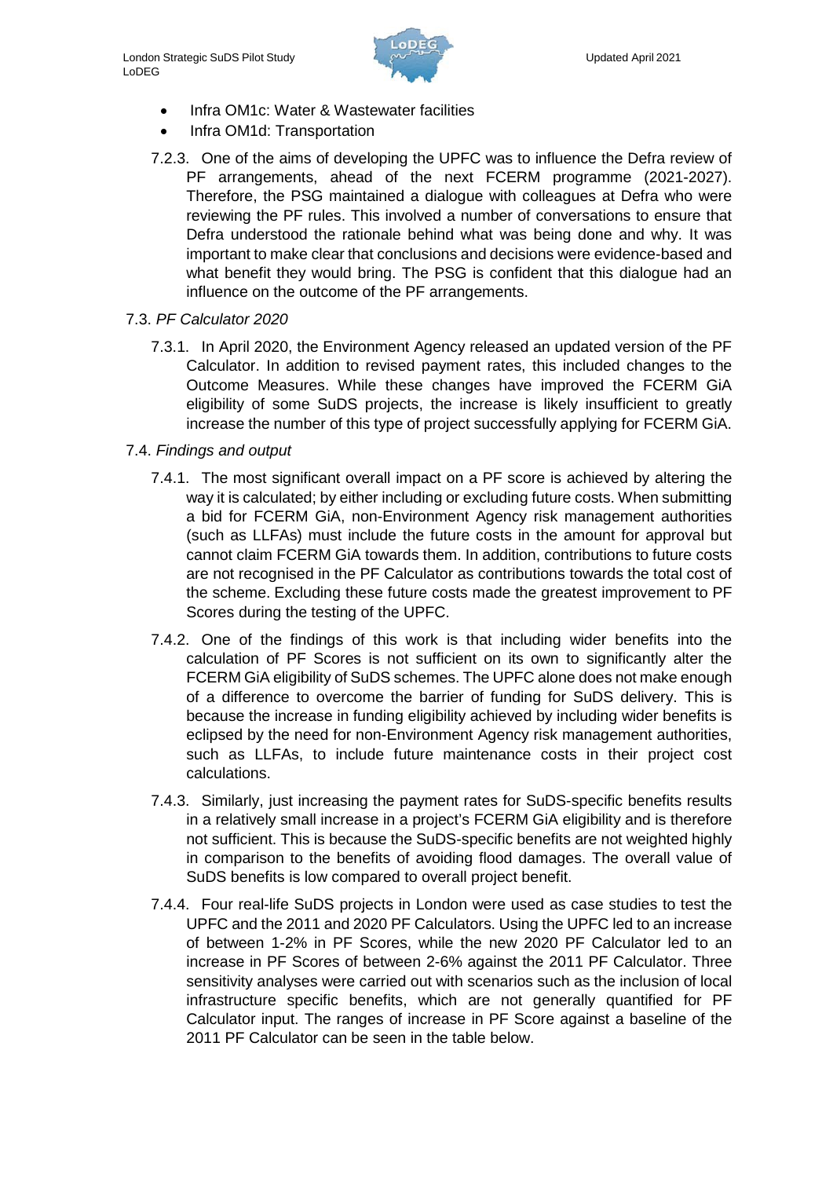- Infra OM1c: Water & Wastewater facilities
- Infra OM1d: Transportation

7.2.3. One of the aims of developing the UPFC was to influence the Defra review of PF arrangements, ahead of the next FCERM programme (2021-2027). Therefore, the PSG maintained a dialogue with colleagues at Defra who were reviewing the PF rules. This involved a number of conversations to ensure that Defra understood the rationale behind what was being done and why. It was important to make clear that conclusions and decisions were evidence-based and what benefit they would bring. The PSG is confident that this dialogue had an influence on the outcome of the PF arrangements.

7.3. *PF Calculator 2020*

7.3.1. In April 2020, the Environment Agency released an updated version of the PF Calculator. In addition to revised payment rates, this included changes to the Outcome Measures. While these changes have improved the FCERM GiA eligibility of some SuDS projects, the increase is likely insufficient to greatly increase the number of this type of project successfully applying for FCERM GiA.

7.4. *Findings and output*

7.4.1. The most significant overall impact on a PF score is achieved by altering the way it is calculated; by either including or excluding future costs. When submitting a bid for FCERM GiA, non-Environment Agency risk management authorities (such as LLFAs) must include the future costs in the amount for approval but cannot claim FCERM GiA towards them. In addition, contributions to future costs are not recognised in the PF Calculator as contributions towards the total cost of the scheme. Excluding these future costs made the greatest improvement to PF Scores during the testing of the UPFC.

7.4.2. One of the findings of this work is that including wider benefits into the calculation of PF Scores is not sufficient on its own to significantly alter the FCERM GiA eligibility of SuDS schemes. The UPFC alone does not make enough of a difference to overcome the barrier of funding for SuDS delivery. This is because the increase in funding eligibility achieved by including wider benefits is eclipsed by the need for non-Environment Agency risk management authorities, such as LLFAs, to include future maintenance costs in their project cost calculations.

7.4.3. Similarly, just increasing the payment rates for SuDS-specific benefits results in a relatively small increase in a project's FCERM GiA eligibility and is therefore not sufficient. This is because the SuDS-specific benefits are not weighted highly in comparison to the benefits of avoiding flood damages. The overall value of SuDS benefits is low compared to overall project benefit.

7.4.4. Four real-life SuDS projects in London were used as case studies to test the UPFC and the 2011 and 2020 PF Calculators. Using the UPFC led to an increase of between 1-2% in PF Scores, while the new 2020 PF Calculator led to an increase in PF Scores of between 2-6% against the 2011 PF Calculator. Three sensitivity analyses were carried out with scenarios such as the inclusion of local infrastructure specific benefits, which are not generally quantified for PF Calculator input. The ranges of increase in PF Score against a baseline of the 2011 PF Calculator can be seen in the table below.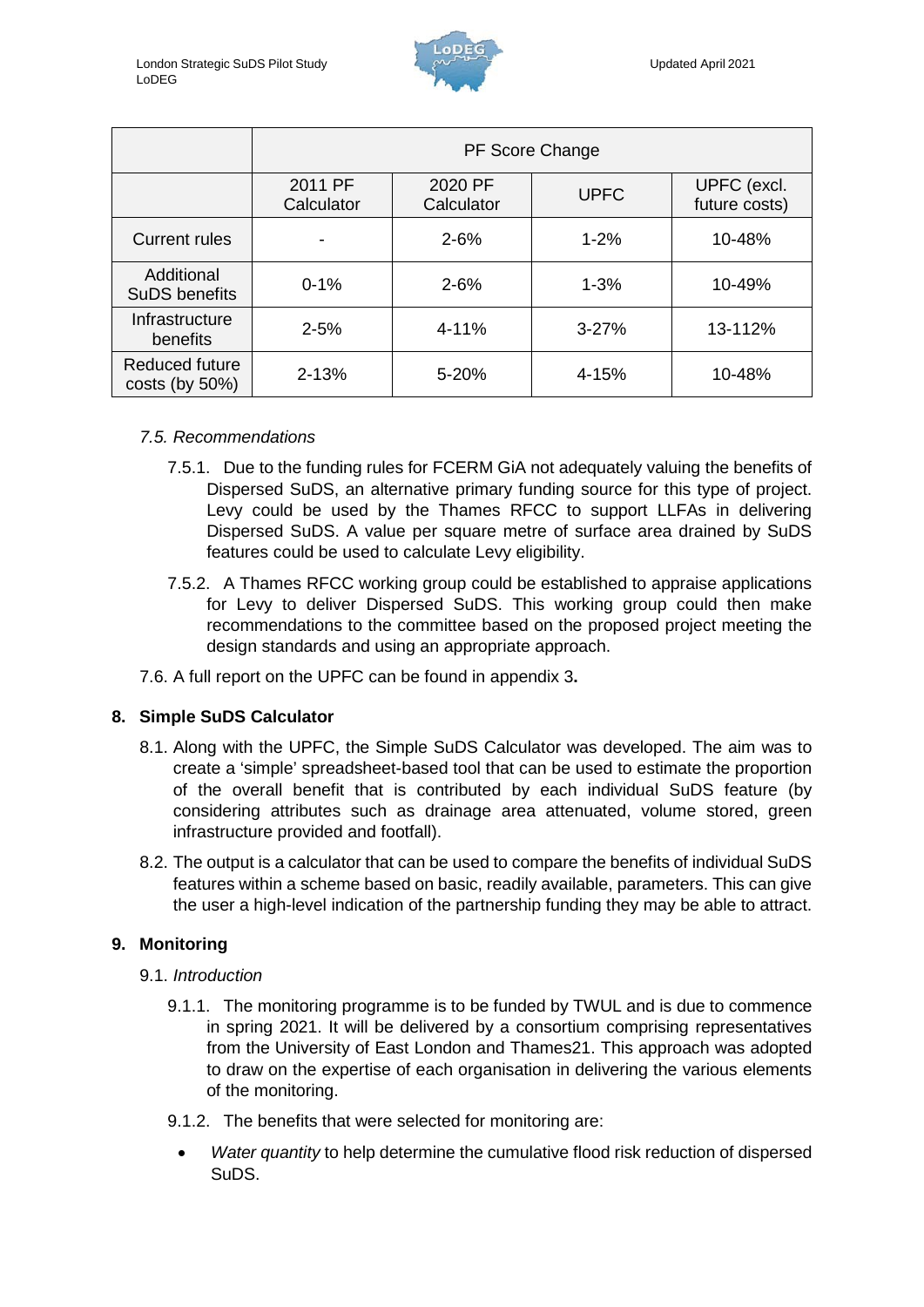|  | PF Score Change | | | |
|---|---|---|---|---|
|  | 2011 PF Calculator | 2020 PF Calculator | UPFC | UPFC (excl. future costs) |
| Current rules | - | 2-6% | 1-2% | 10-48% |
| Additional SuDS benefits | 0-1% | 2-6% | 1-3% | 10-49% |
| Infrastructure benefits | 2-5% | 4-11% | 3-27% | 13-112% |
| Reduced future costs (by 50%) | 2-13% | 5-20% | 4-15% | 10-48% |

*7.5. Recommendations*

7.5.1. Due to the funding rules for FCERM GiA not adequately valuing the benefits of Dispersed SuDS, an alternative primary funding source for this type of project. Levy could be used by the Thames RFCC to support LLFAs in delivering Dispersed SuDS. A value per square metre of surface area drained by SuDS features could be used to calculate Levy eligibility.

7.5.2. A Thames RFCC working group could be established to appraise applications for Levy to deliver Dispersed SuDS. This working group could then make recommendations to the committee based on the proposed project meeting the design standards and using an appropriate approach.

7.6. A full report on the UPFC can be found in appendix 3**.**

## 8. Simple SuDS Calculator

8.1. Along with the UPFC, the Simple SuDS Calculator was developed. The aim was to create a 'simple' spreadsheet-based tool that can be used to estimate the proportion of the overall benefit that is contributed by each individual SuDS feature (by considering attributes such as drainage area attenuated, volume stored, green infrastructure provided and footfall).

8.2. The output is a calculator that can be used to compare the benefits of individual SuDS features within a scheme based on basic, readily available, parameters. This can give the user a high-level indication of the partnership funding they may be able to attract.

## 9. Monitoring

9.1. *Introduction*

9.1.1. The monitoring programme is to be funded by TWUL and is due to commence in spring 2021. It will be delivered by a consortium comprising representatives from the University of East London and Thames21. This approach was adopted to draw on the expertise of each organisation in delivering the various elements of the monitoring.

9.1.2. The benefits that were selected for monitoring are:

- *Water quantity* to help determine the cumulative flood risk reduction of dispersed SuDS.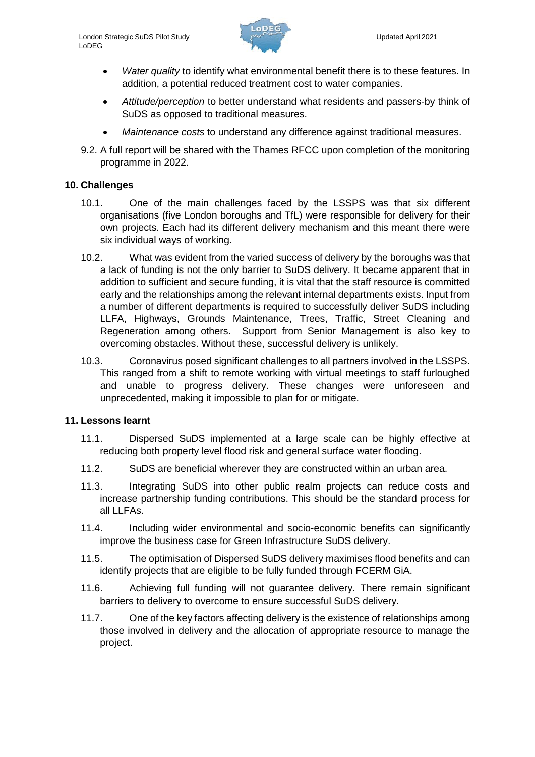- *Water quality* to identify what environmental benefit there is to these features. In addition, a potential reduced treatment cost to water companies.
- *Attitude/perception* to better understand what residents and passers-by think of SuDS as opposed to traditional measures.
- *Maintenance costs* to understand any difference against traditional measures.

9.2. A full report will be shared with the Thames RFCC upon completion of the monitoring programme in 2022.

## 10. Challenges

10.1. One of the main challenges faced by the LSSPS was that six different organisations (five London boroughs and TfL) were responsible for delivery for their own projects. Each had its different delivery mechanism and this meant there were six individual ways of working.

10.2. What was evident from the varied success of delivery by the boroughs was that a lack of funding is not the only barrier to SuDS delivery. It became apparent that in addition to sufficient and secure funding, it is vital that the staff resource is committed early and the relationships among the relevant internal departments exists. Input from a number of different departments is required to successfully deliver SuDS including LLFA, Highways, Grounds Maintenance, Trees, Traffic, Street Cleaning and Regeneration among others. Support from Senior Management is also key to overcoming obstacles. Without these, successful delivery is unlikely.

10.3. Coronavirus posed significant challenges to all partners involved in the LSSPS. This ranged from a shift to remote working with virtual meetings to staff furloughed and unable to progress delivery. These changes were unforeseen and unprecedented, making it impossible to plan for or mitigate.

## 11. Lessons learnt

11.1. Dispersed SuDS implemented at a large scale can be highly effective at reducing both property level flood risk and general surface water flooding.

11.2. SuDS are beneficial wherever they are constructed within an urban area.

11.3. Integrating SuDS into other public realm projects can reduce costs and increase partnership funding contributions. This should be the standard process for all LLFAs.

11.4. Including wider environmental and socio-economic benefits can significantly improve the business case for Green Infrastructure SuDS delivery.

11.5. The optimisation of Dispersed SuDS delivery maximises flood benefits and can identify projects that are eligible to be fully funded through FCERM GiA.

11.6. Achieving full funding will not guarantee delivery. There remain significant barriers to delivery to overcome to ensure successful SuDS delivery.

11.7. One of the key factors affecting delivery is the existence of relationships among those involved in delivery and the allocation of appropriate resource to manage the project.